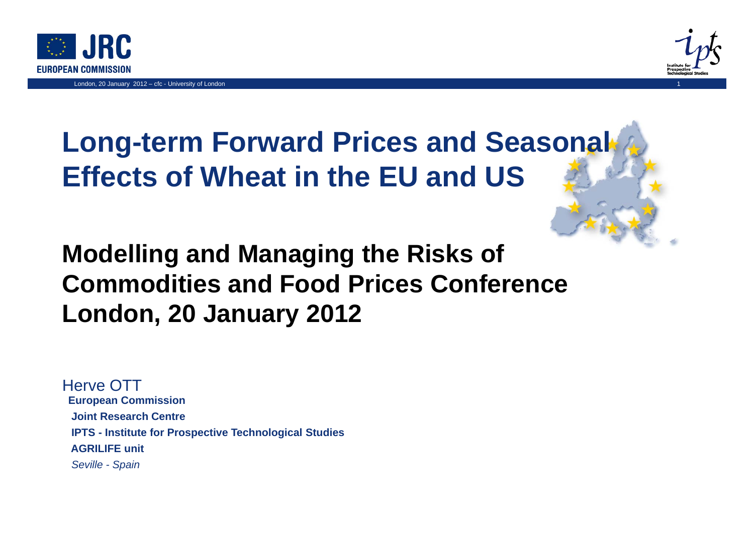# Long-term Forward Prices and Seasonal Effects of Wheat in the EU and US

## Modelling and Managing the Risks of Commodities and Food Prices Conference London, 20 January 2012

Herve OTT

**European Commission**

**Joint Research Centre**

**IPTS - Institute for Prospective Technological Studies**

**AGRILIFE unit**

*Seville - Spain*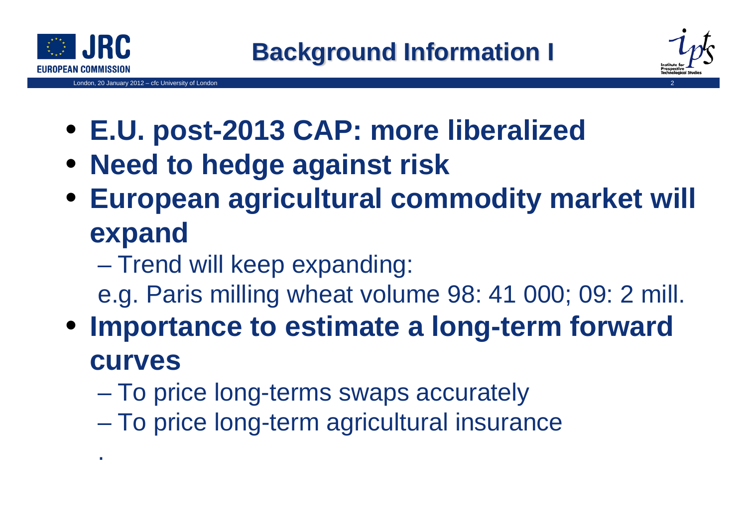# Background Information I

- **E.U. post-2013 CAP: more liberalized**
- **Need to hedge against risk**
- **European agricultural commodity market will expand**
  - Trend will keep expanding:
    e.g. Paris milling wheat volume 98: 41 000; 09: 2 mill.
- **Importance to estimate a long-term forward curves**
  - To price long-terms swaps accurately
  - To price long-term agricultural insurance

.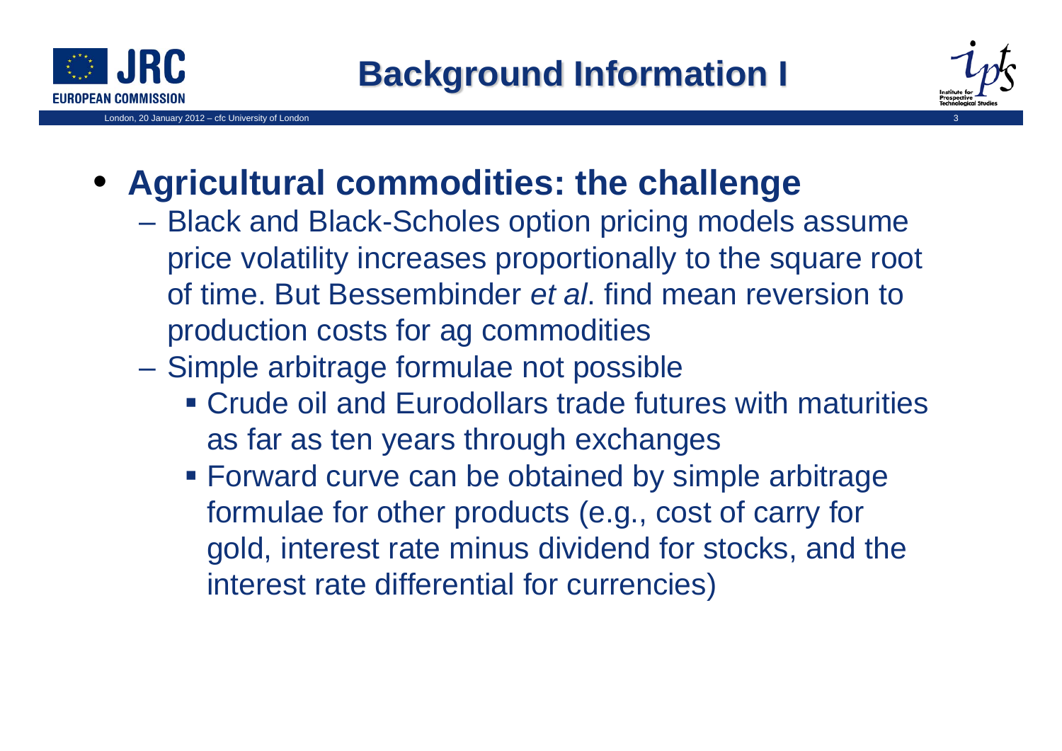# Background Information I

- **Agricultural commodities: the challenge**
  - Black and Black-Scholes option pricing models assume price volatility increases proportionally to the square root of time. But Bessembinder *et al*. find mean reversion to production costs for ag commodities
  - Simple arbitrage formulae not possible
    - Crude oil and Eurodollars trade futures with maturities as far as ten years through exchanges
    - Forward curve can be obtained by simple arbitrage formulae for other products (e.g., cost of carry for gold, interest rate minus dividend for stocks, and the interest rate differential for currencies)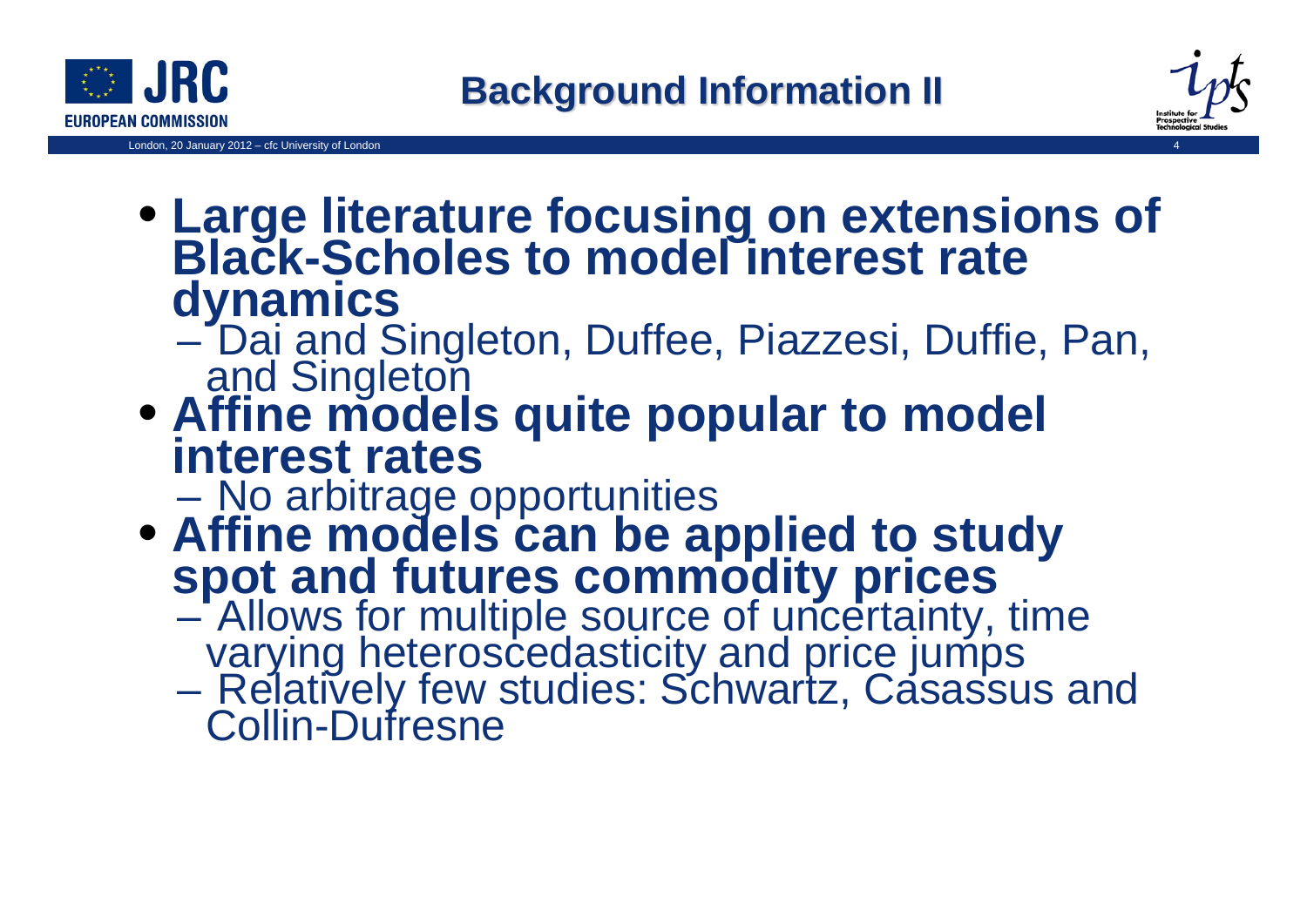# Background Information II

- **Large literature focusing on extensions of Black-Scholes to model interest rate dynamics**
  - Dai and Singleton, Duffee, Piazzesi, Duffie, Pan, and Singleton
- **Affine models quite popular to model interest rates**
  - No arbitrage opportunities
- **Affine models can be applied to study spot and futures commodity prices**
  - Allows for multiple source of uncertainty, time varying heteroscedasticity and price jumps
  - Relatively few studies: Schwartz, Casassus and Collin-Dufresne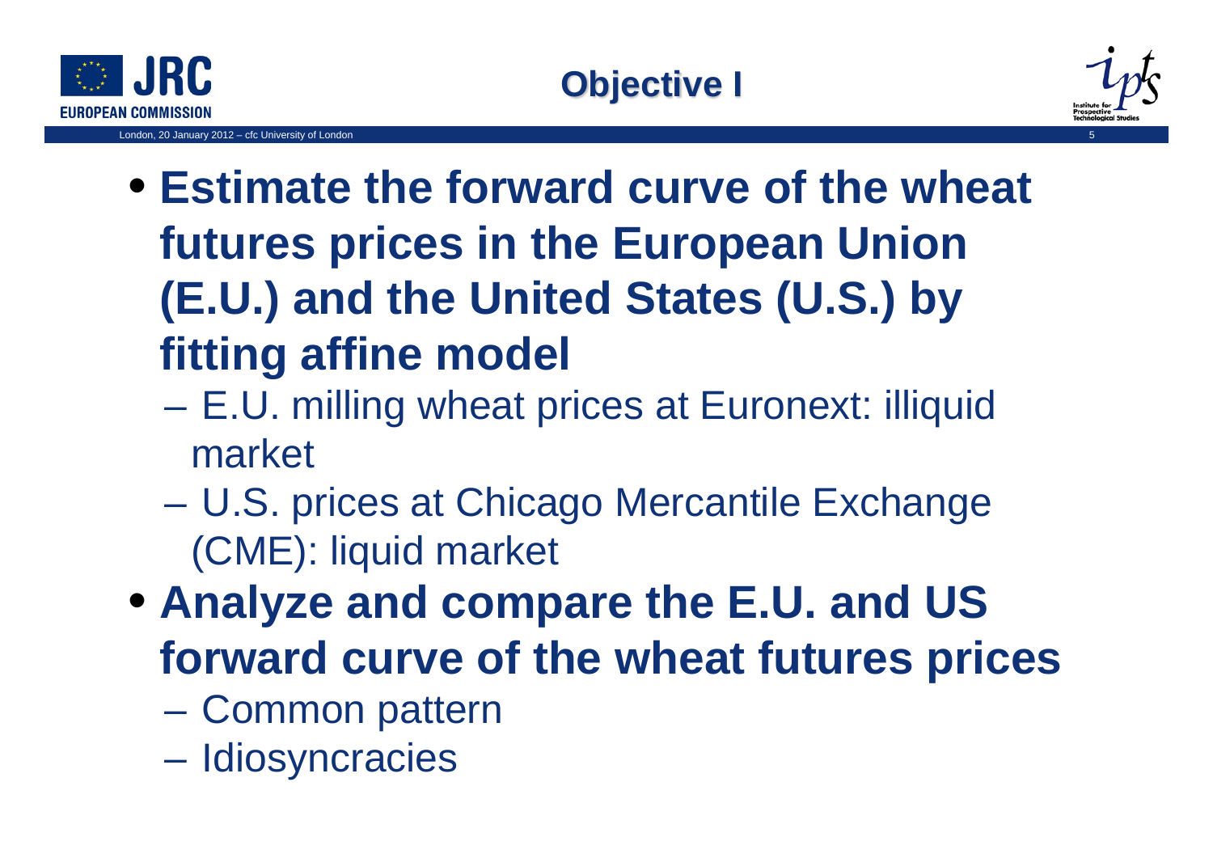# Objective I

- **Estimate the forward curve of the wheat futures prices in the European Union (E.U.) and the United States (U.S.) by fitting affine model**
  - E.U. milling wheat prices at Euronext: illiquid market
  - U.S. prices at Chicago Mercantile Exchange (CME): liquid market
- **Analyze and compare the E.U. and US forward curve of the wheat futures prices**
  - Common pattern
  - Idiosyncracies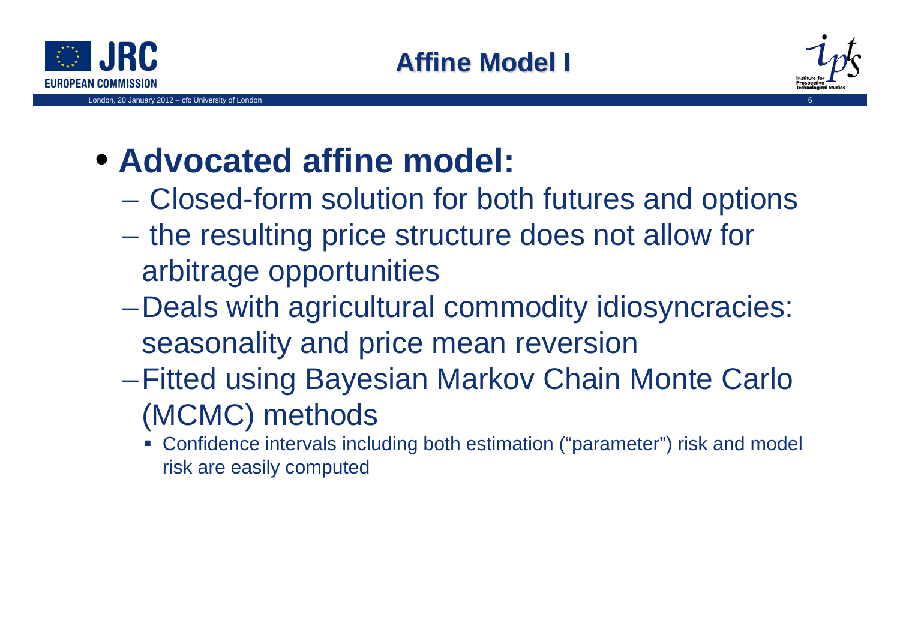# Affine Model I

- **Advocated affine model:**
  - Closed-form solution for both futures and options
  - the resulting price structure does not allow for arbitrage opportunities
  - Deals with agricultural commodity idiosyncracies: seasonality and price mean reversion
  - Fitted using Bayesian Markov Chain Monte Carlo (MCMC) methods
    - Confidence intervals including both estimation ("parameter") risk and model risk are easily computed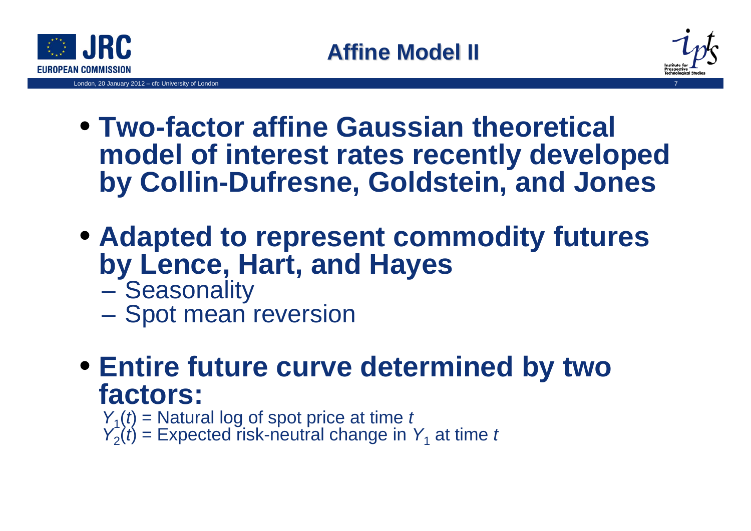# Affine Model II

- **Two-factor affine Gaussian theoretical model of interest rates recently developed by Collin-Dufresne, Goldstein, and Jones**

- **Adapted to represent commodity futures by Lence, Hart, and Hayes**
  - Seasonality
  - Spot mean reversion

- **Entire future curve determined by two factors:**

  $Y_1(t)$ = Natural log of spot price at time $t$
  $Y_2(t)$ = Expected risk-neutral change in $Y_1$ at time $t$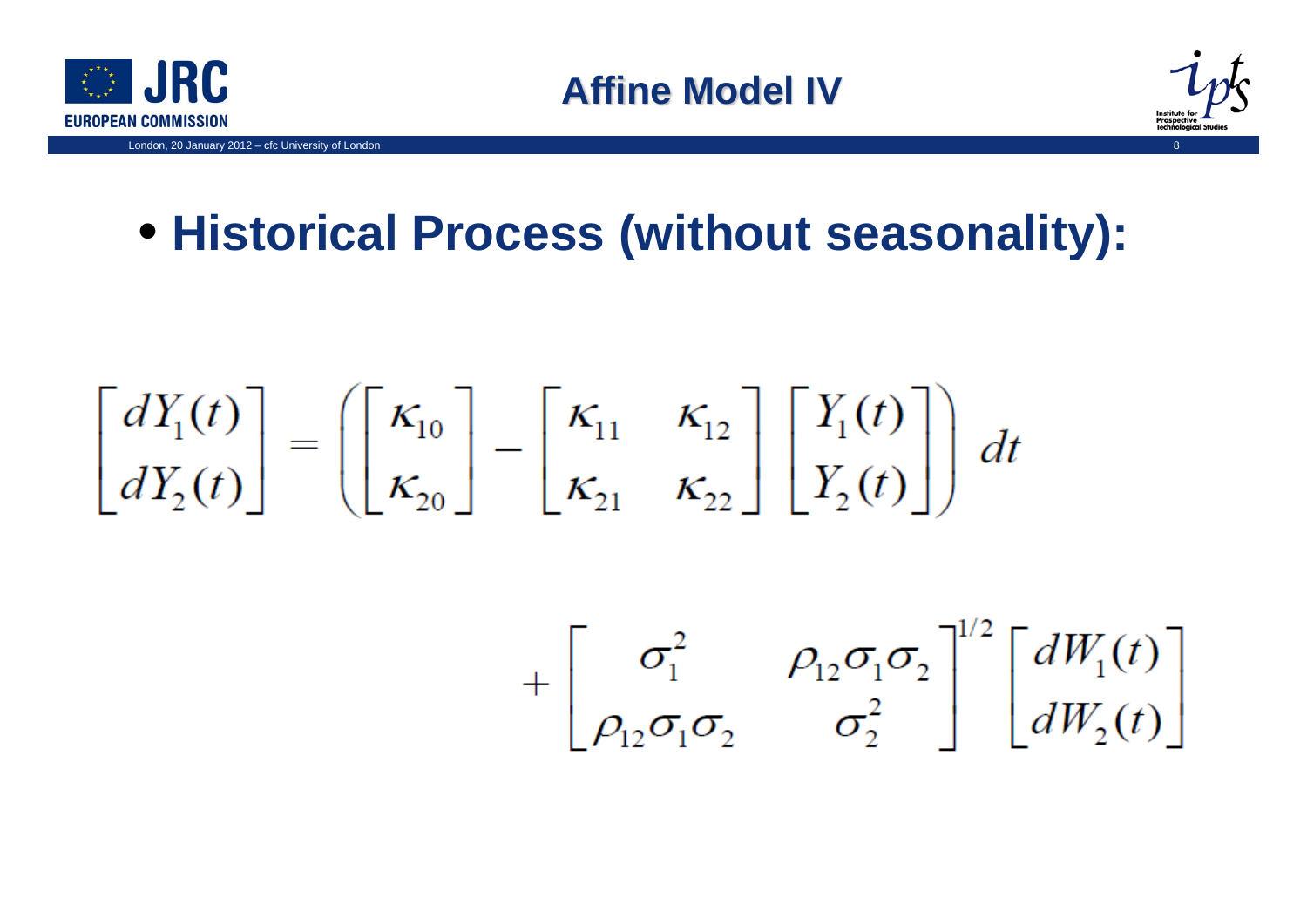# Affine Model IV

- **Historical Process (without seasonality):**

$$
\begin{bmatrix} dY_1(t) \\ dY_2(t) \end{bmatrix} = \left( \begin{bmatrix} \kappa_{10} \\ \kappa_{20} \end{bmatrix} - \begin{bmatrix} \kappa_{11} & \kappa_{12} \\ \kappa_{21} & \kappa_{22} \end{bmatrix} \begin{bmatrix} Y_1(t) \\ Y_2(t) \end{bmatrix} \right) dt
$$

$$
+ \begin{bmatrix} \sigma_1^2 & \rho_{12}\sigma_1\sigma_2 \\ \rho_{12}\sigma_1\sigma_2 & \sigma_2^2 \end{bmatrix}^{1/2} \begin{bmatrix} dW_1(t) \\ dW_2(t) \end{bmatrix}
$$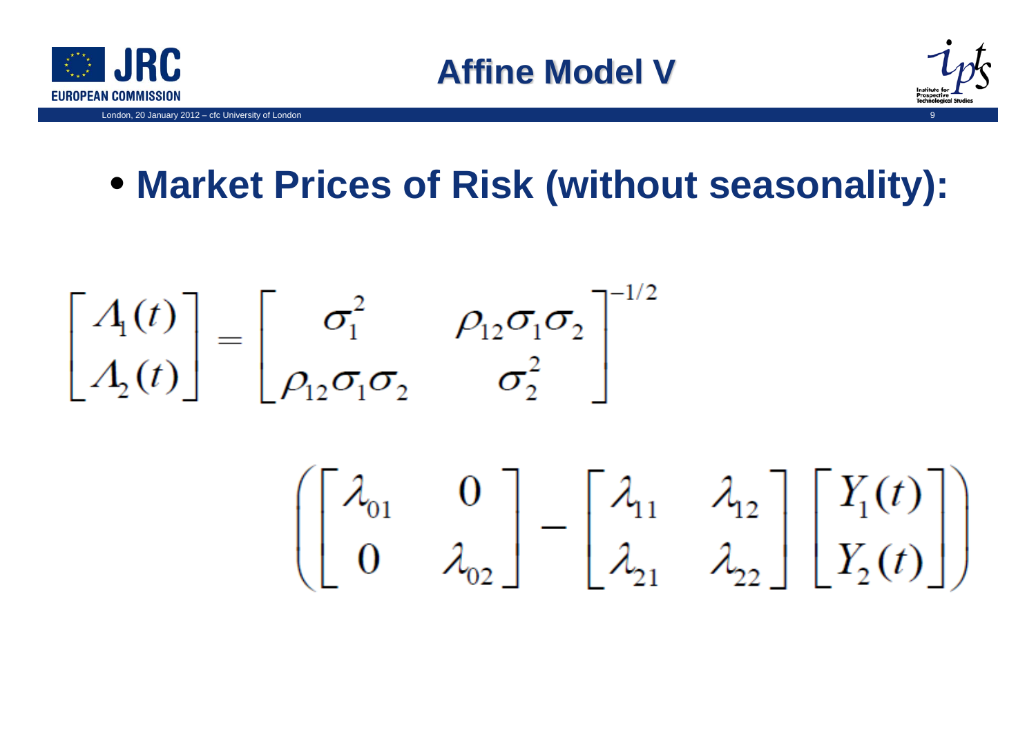# Affine Model V

- **Market Prices of Risk (without seasonality):**

$$
\begin{bmatrix} \Lambda_1(t) \\ \Lambda_2(t) \end{bmatrix} = \begin{bmatrix} \sigma_1^2 & \rho_{12}\sigma_1\sigma_2 \\ \rho_{12}\sigma_1\sigma_2 & \sigma_2^2 \end{bmatrix}^{-1/2} \left( \begin{bmatrix} \lambda_{01} & 0 \\ 0 & \lambda_{02} \end{bmatrix} - \begin{bmatrix} \lambda_{11} & \lambda_{12} \\ \lambda_{21} & \lambda_{22} \end{bmatrix} \begin{bmatrix} Y_1(t) \\ Y_2(t) \end{bmatrix} \right)
$$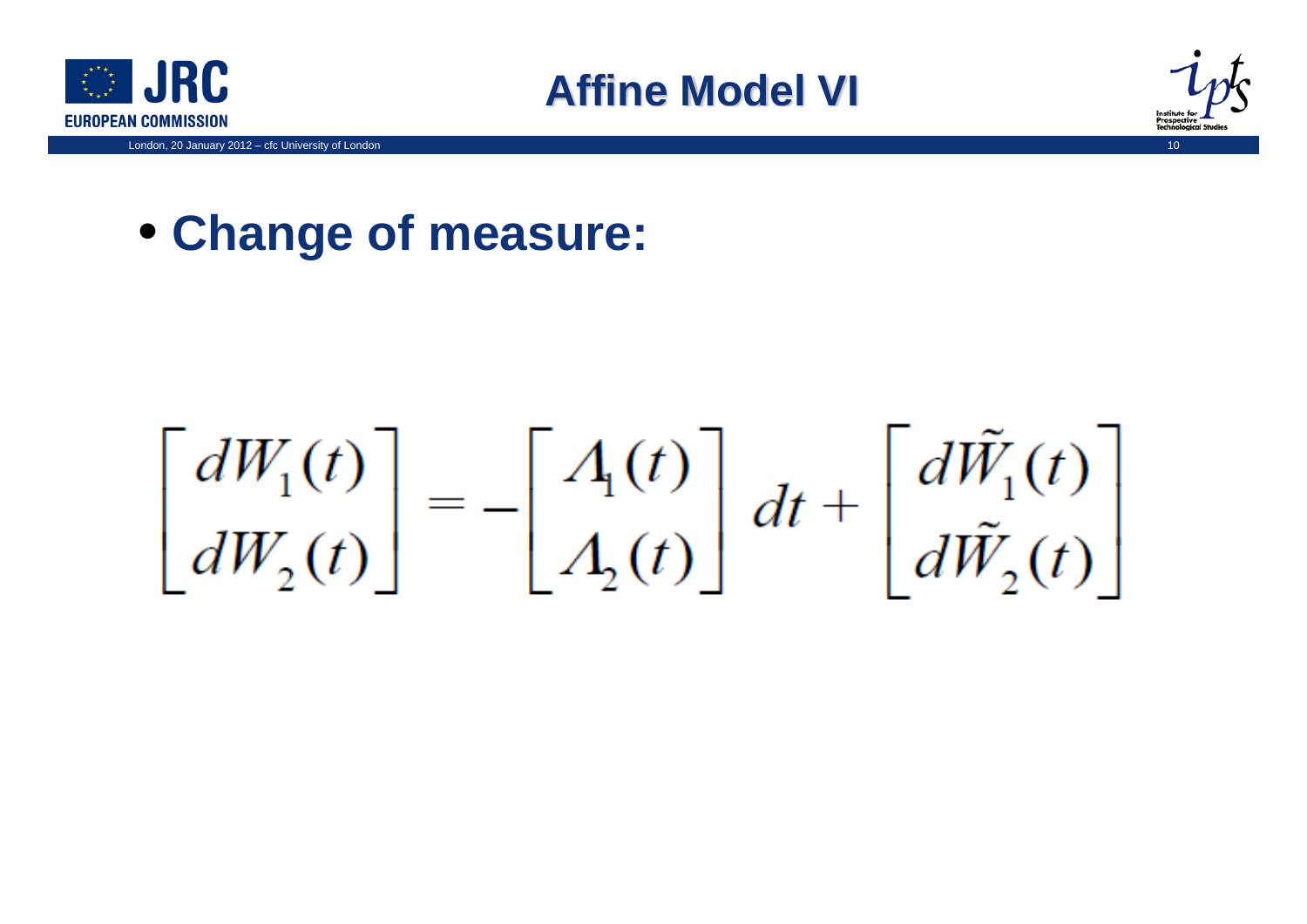# Affine Model VI

- **Change of measure:**

$$\begin{bmatrix} dW_1(t) \\ dW_2(t) \end{bmatrix} = -\begin{bmatrix} \Lambda_1(t) \\ \Lambda_2(t) \end{bmatrix} dt + \begin{bmatrix} d\tilde{W}_1(t) \\ d\tilde{W}_2(t) \end{bmatrix}$$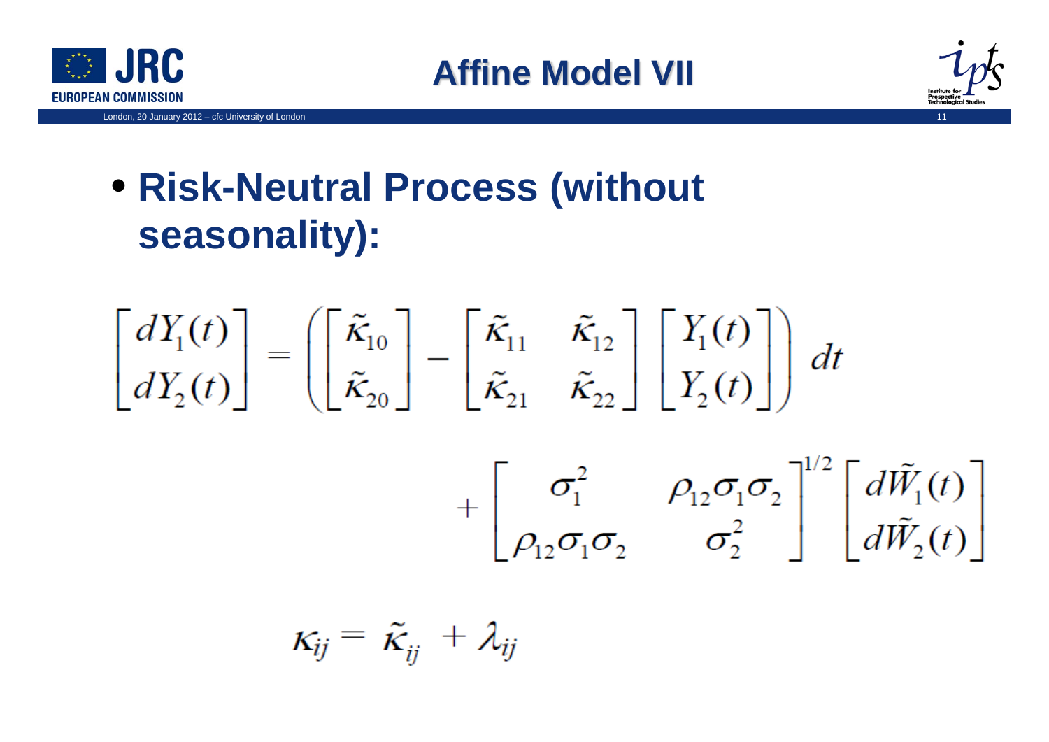# Affine Model VII

- **Risk-Neutral Process (without seasonality):**

$$
\begin{bmatrix} dY_1(t) \\ dY_2(t) \end{bmatrix} = \left( \begin{bmatrix} \tilde{\kappa}_{10} \\ \tilde{\kappa}_{20} \end{bmatrix} - \begin{bmatrix} \tilde{\kappa}_{11} & \tilde{\kappa}_{12} \\ \tilde{\kappa}_{21} & \tilde{\kappa}_{22} \end{bmatrix} \begin{bmatrix} Y_1(t) \\ Y_2(t) \end{bmatrix} \right) dt
$$

$$
+ \begin{bmatrix} \sigma_1^2 & \rho_{12}\sigma_1\sigma_2 \\ \rho_{12}\sigma_1\sigma_2 & \sigma_2^2 \end{bmatrix}^{1/2} \begin{bmatrix} d\tilde{W}_1(t) \\ d\tilde{W}_2(t) \end{bmatrix}
$$

$$
\kappa_{ij} = \tilde{\kappa}_{ij} + \lambda_{ij}
$$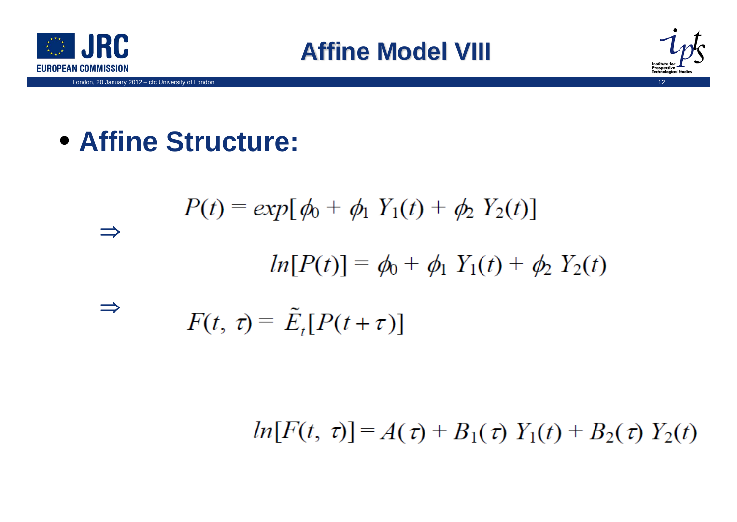# Affine Model VIII

- **Affine Structure:**

$$P(t) = exp[\phi_0 + \phi_1 \, Y_1(t) + \phi_2 \, Y_2(t)]$$

$\Rightarrow$

$$ln[P(t)] = \phi_0 + \phi_1 \, Y_1(t) + \phi_2 \, Y_2(t)$$

$\Rightarrow$

$$F(t, \tau) = \tilde{E}_t[P(t+\tau)]$$

$$ln[F(t, \tau)] = A(\tau) + B_1(\tau) \, Y_1(t) + B_2(\tau) \, Y_2(t)$$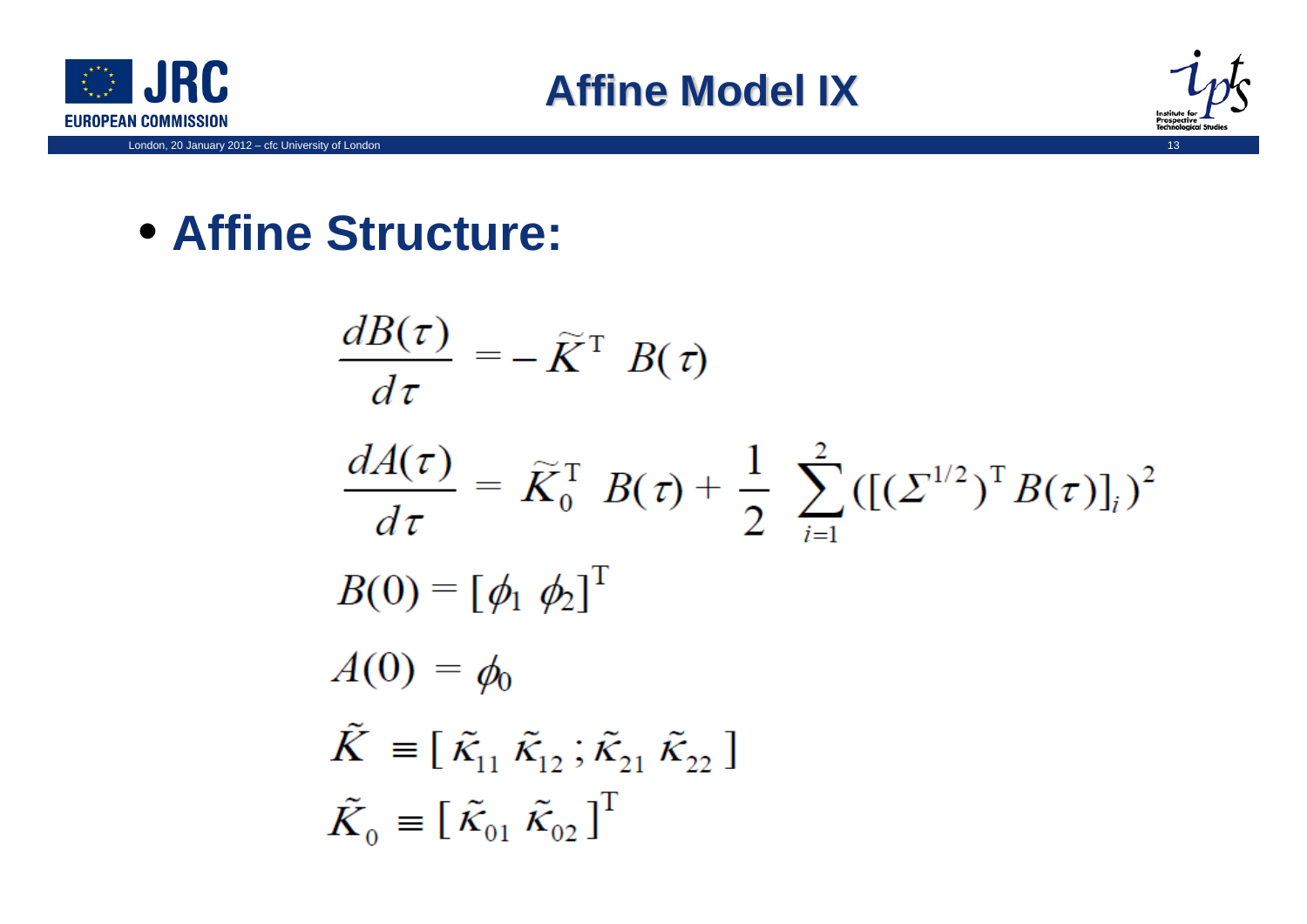# Affine Model IX

- **Affine Structure:**

$$\frac{dB(\tau)}{d\tau} = -\widetilde{K}^{\mathrm{T}} \; B(\tau)$$

$$\frac{dA(\tau)}{d\tau} = \widetilde{K}_0^{\mathrm{T}} \; B(\tau) + \frac{1}{2} \sum_{i=1}^{2} ([(\Sigma^{1/2})^{\mathrm{T}} B(\tau)]_i)^2$$

$$B(0) = [\phi_1 \; \phi_2]^{\mathrm{T}}$$

$$A(0) = \phi_0$$

$$\tilde{K} \equiv [\, \tilde{\kappa}_{11} \; \tilde{\kappa}_{12} \, ; \tilde{\kappa}_{21} \; \tilde{\kappa}_{22} \,]$$

$$\tilde{K}_0 \equiv [\, \tilde{\kappa}_{01} \; \tilde{\kappa}_{02} \,]^{\mathrm{T}}$$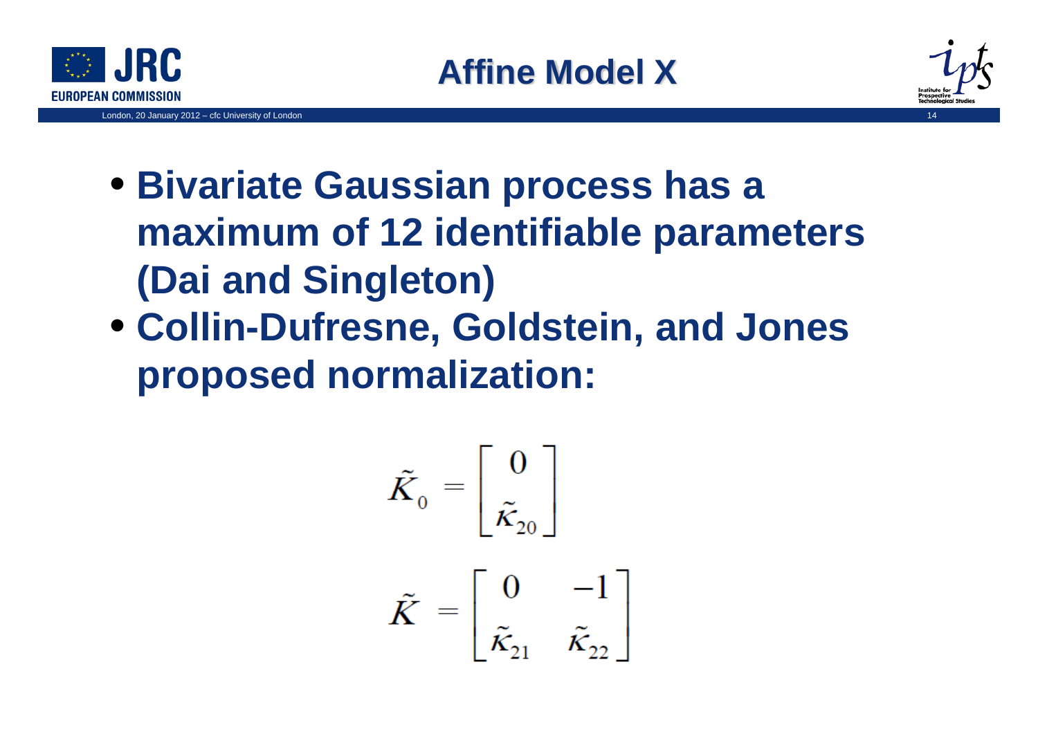# Affine Model X

- **Bivariate Gaussian process has a maximum of 12 identifiable parameters (Dai and Singleton)**
- **Collin-Dufresne, Goldstein, and Jones proposed normalization:**

$$\tilde{K}_0 = \begin{bmatrix} 0 \\ \tilde{\kappa}_{20} \end{bmatrix}$$

$$\tilde{K} = \begin{bmatrix} 0 & -1 \\ \tilde{\kappa}_{21} & \tilde{\kappa}_{22} \end{bmatrix}$$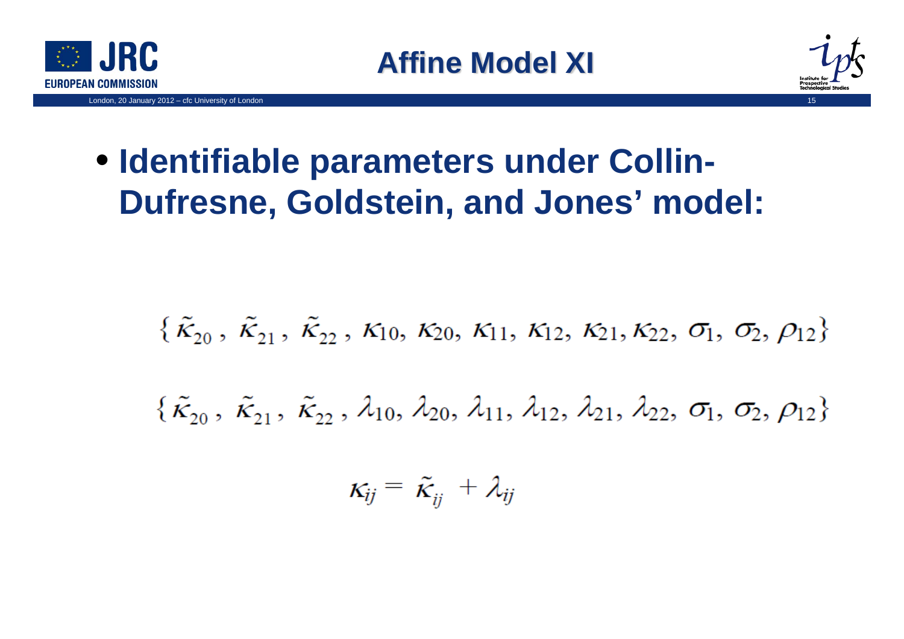# Affine Model XI

- **Identifiable parameters under Collin-Dufresne, Goldstein, and Jones' model:**

$$\{ \tilde{\kappa}_{20} , \tilde{\kappa}_{21} , \tilde{\kappa}_{22} , \kappa_{10}, \kappa_{20}, \kappa_{11}, \kappa_{12}, \kappa_{21}, \kappa_{22}, \sigma_1, \sigma_2, \rho_{12} \}$$

$$\{ \tilde{\kappa}_{20} , \tilde{\kappa}_{21} , \tilde{\kappa}_{22} , \lambda_{10}, \lambda_{20}, \lambda_{11}, \lambda_{12}, \lambda_{21}, \lambda_{22}, \sigma_1, \sigma_2, \rho_{12} \}$$

$$\kappa_{ij} = \tilde{\kappa}_{ij} + \lambda_{ij}$$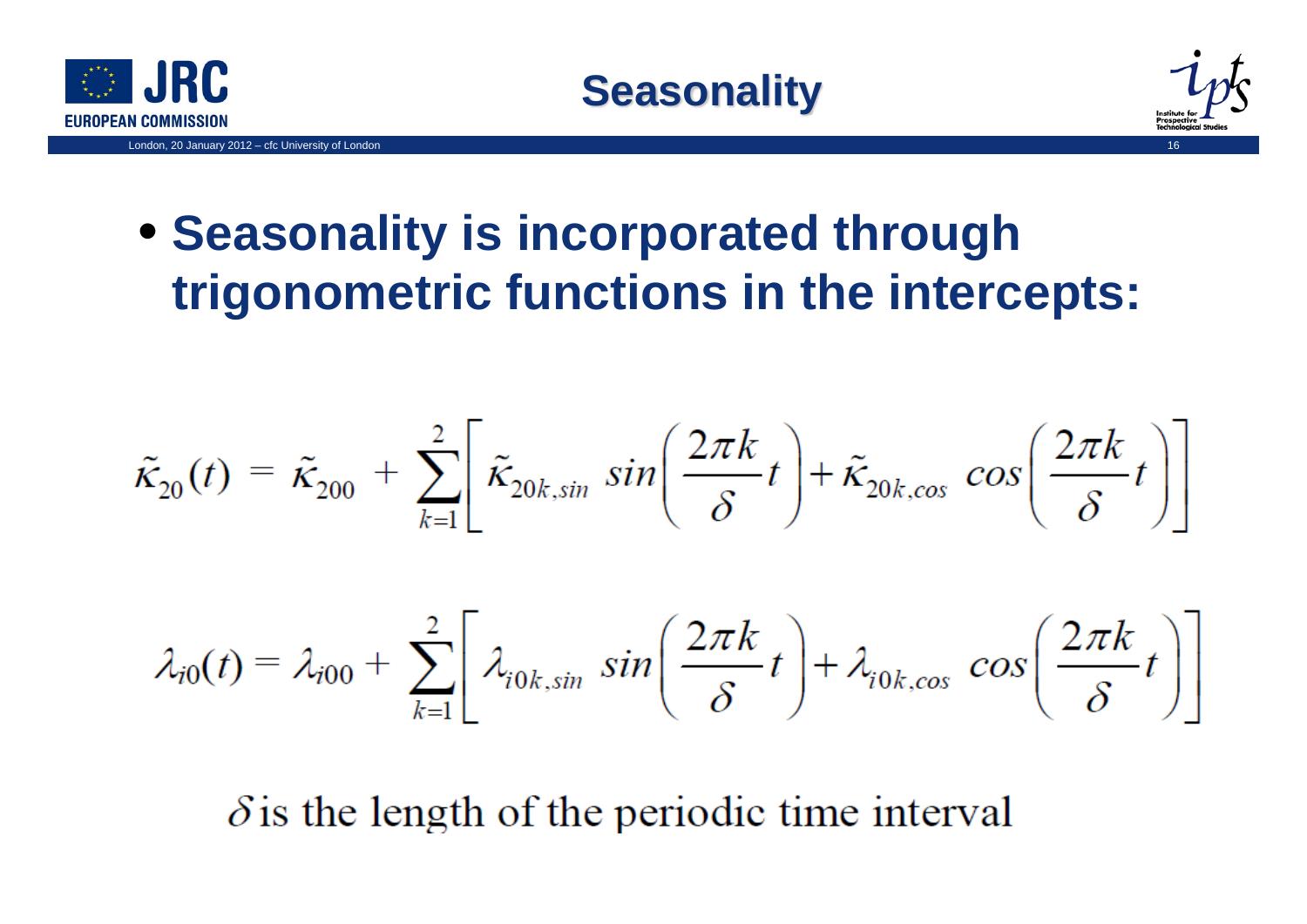# Seasonality

- **Seasonality is incorporated through trigonometric functions in the intercepts:**

$$\tilde{\kappa}_{20}(t) = \tilde{\kappa}_{200} + \sum_{k=1}^{2}\left[\tilde{\kappa}_{20k,sin}\ sin\left(\frac{2\pi k}{\delta}t\right) + \tilde{\kappa}_{20k,cos}\ cos\left(\frac{2\pi k}{\delta}t\right)\right]$$

$$\lambda_{i0}(t) = \lambda_{i00} + \sum_{k=1}^{2}\left[\lambda_{i0k,sin}\ sin\left(\frac{2\pi k}{\delta}t\right) + \lambda_{i0k,cos}\ cos\left(\frac{2\pi k}{\delta}t\right)\right]$$

$\delta$ is the length of the periodic time interval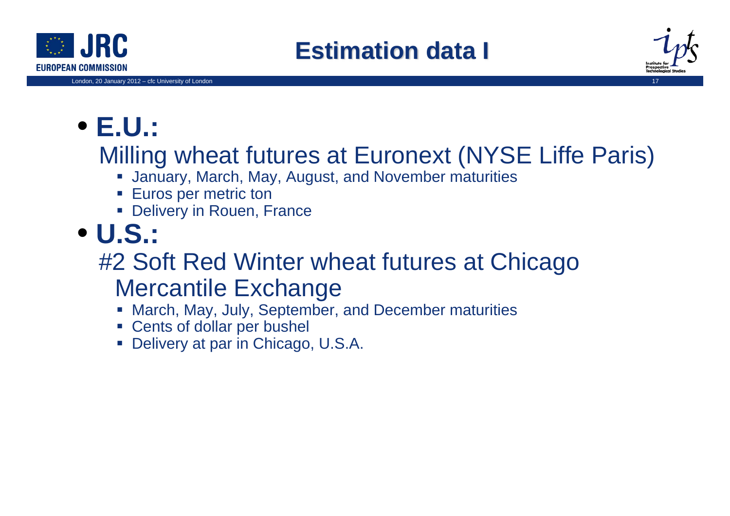# Estimation data I

- **E.U.:**

  Milling wheat futures at Euronext (NYSE Liffe Paris)
  - January, March, May, August, and November maturities
  - Euros per metric ton
  - Delivery in Rouen, France

- **U.S.:**

  #2 Soft Red Winter wheat futures at Chicago Mercantile Exchange
  - March, May, July, September, and December maturities
  - Cents of dollar per bushel
  - Delivery at par in Chicago, U.S.A.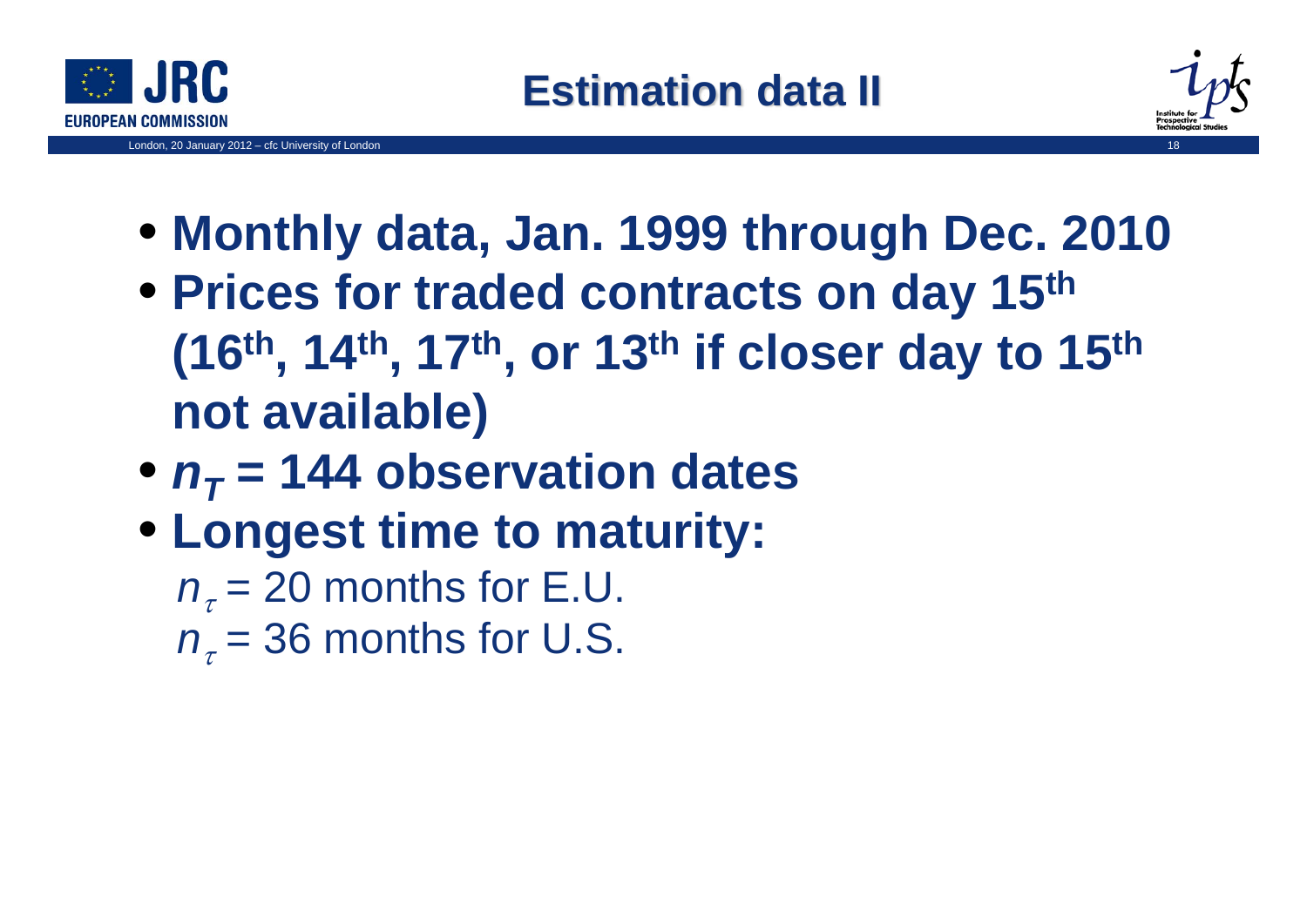# Estimation data II

- **Monthly data, Jan. 1999 through Dec. 2010**
- **Prices for traded contracts on day 15th (16th, 14th, 17th, or 13th if closer day to 15th not available)**
- **$n_T$ = 144 observation dates**
- **Longest time to maturity:**

  $n_\tau$ = 20 months for E.U.

  $n_\tau$ = 36 months for U.S.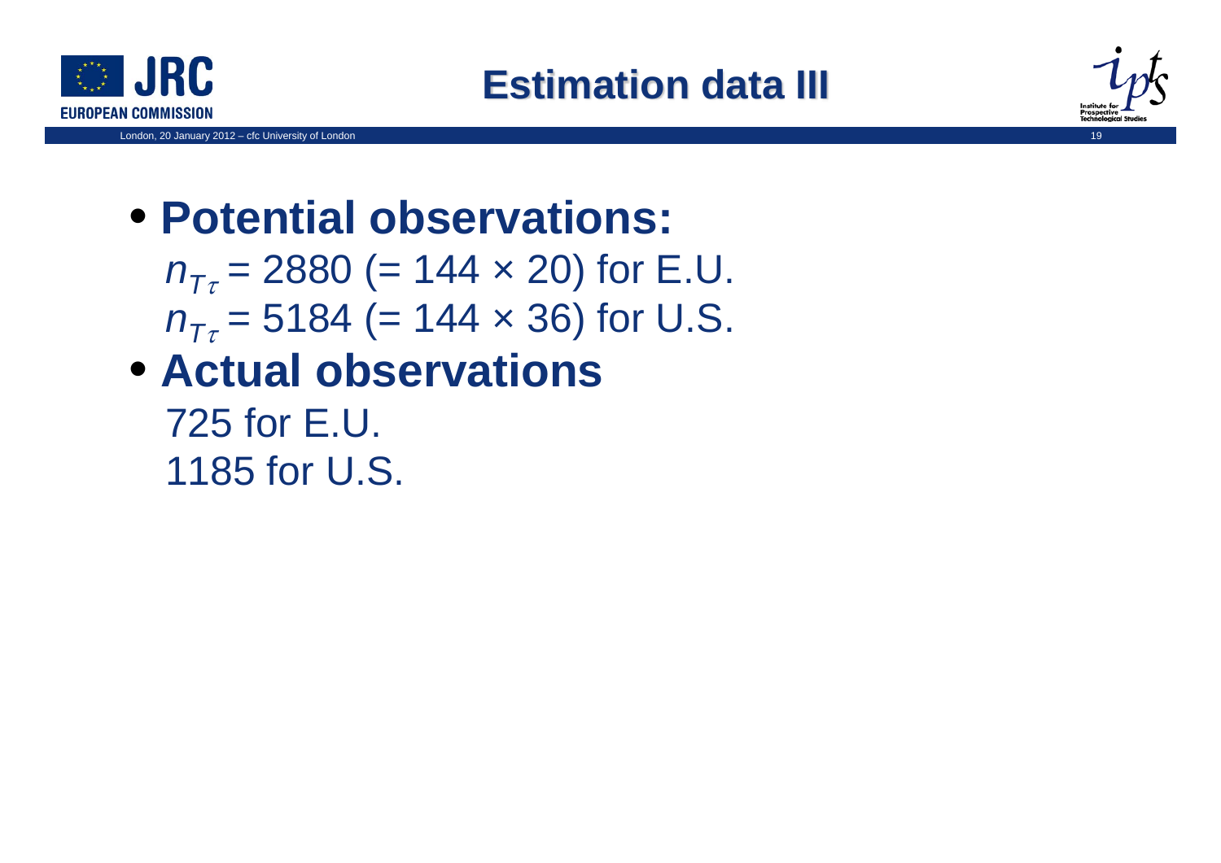# Estimation data III

- **Potential observations:**

  $n_{T_\tau} = 2880$ (= 144 × 20) for E.U.

  $n_{T_\tau} = 5184$ (= 144 × 36) for U.S.

- **Actual observations**

  725 for E.U.

  1185 for U.S.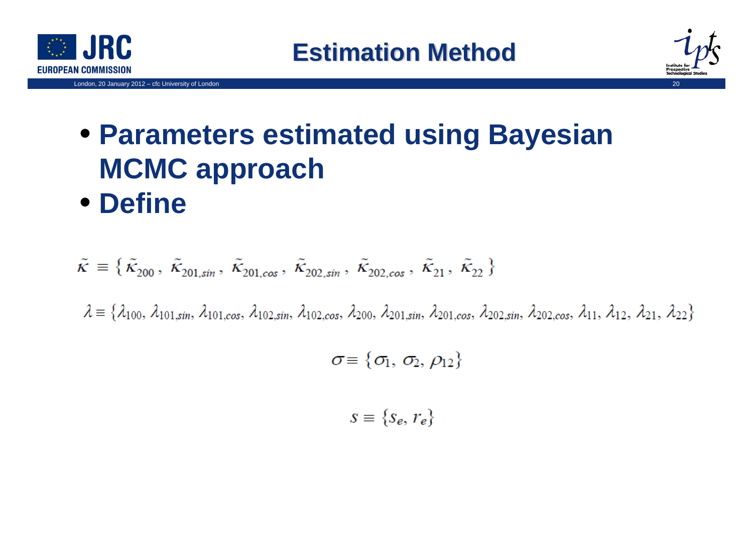# Estimation Method

- **Parameters estimated using Bayesian MCMC approach**
- **Define**

$$\tilde{\kappa} \equiv \{ \tilde{\kappa}_{200},\ \tilde{\kappa}_{201,sin},\ \tilde{\kappa}_{201,cos},\ \tilde{\kappa}_{202,sin},\ \tilde{\kappa}_{202,cos},\ \tilde{\kappa}_{21},\ \tilde{\kappa}_{22} \}$$

$$\lambda \equiv \{\lambda_{100},\ \lambda_{101,sin},\ \lambda_{101,cos},\ \lambda_{102,sin},\ \lambda_{102,cos},\ \lambda_{200},\ \lambda_{201,sin},\ \lambda_{201,cos},\ \lambda_{202,sin},\ \lambda_{202,cos},\ \lambda_{11},\ \lambda_{12},\ \lambda_{21},\ \lambda_{22}\}$$

$$\sigma \equiv \{\sigma_1,\ \sigma_2,\ \rho_{12}\}$$

$$s \equiv \{s_e,\ r_e\}$$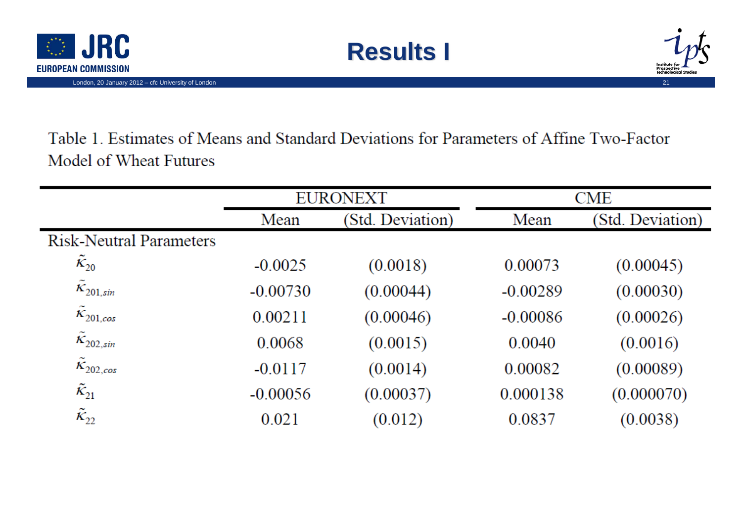# Results I

Table 1. Estimates of Means and Standard Deviations for Parameters of Affine Two-Factor Model of Wheat Futures

| | EURONEXT | | CME | |
|---|---|---|---|---|
| | Mean | (Std. Deviation) | Mean | (Std. Deviation) |
| Risk-Neutral Parameters | | | | |
| $\tilde{\kappa}_{20}$ | -0.0025 | (0.0018) | 0.00073 | (0.00045) |
| $\tilde{\kappa}_{201,sin}$ | -0.00730 | (0.00044) | -0.00289 | (0.00030) |
| $\tilde{\kappa}_{201,cos}$ | 0.00211 | (0.00046) | -0.00086 | (0.00026) |
| $\tilde{\kappa}_{202,sin}$ | 0.0068 | (0.0015) | 0.0040 | (0.0016) |
| $\tilde{\kappa}_{202,cos}$ | -0.0117 | (0.0014) | 0.00082 | (0.00089) |
| $\tilde{\kappa}_{21}$ | -0.00056 | (0.00037) | 0.000138 | (0.000070) |
| $\tilde{\kappa}_{22}$ | 0.021 | (0.012) | 0.0837 | (0.0038) |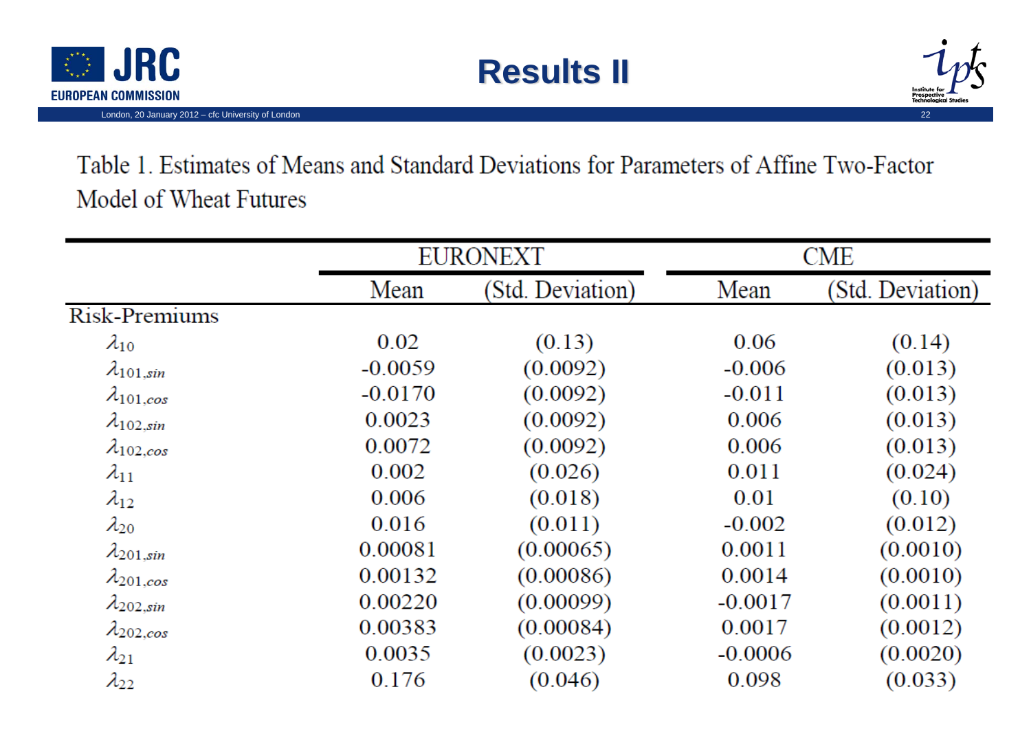# Results II

Table 1. Estimates of Means and Standard Deviations for Parameters of Affine Two-Factor Model of Wheat Futures

| | EURONEXT | | CME | |
|---|---|---|---|---|
| | Mean | (Std. Deviation) | Mean | (Std. Deviation) |
| Risk-Premiums | | | | |
| $\lambda_{10}$ | 0.02 | (0.13) | 0.06 | (0.14) |
| $\lambda_{101,sin}$ | -0.0059 | (0.0092) | -0.006 | (0.013) |
| $\lambda_{101,cos}$ | -0.0170 | (0.0092) | -0.011 | (0.013) |
| $\lambda_{102,sin}$ | 0.0023 | (0.0092) | 0.006 | (0.013) |
| $\lambda_{102,cos}$ | 0.0072 | (0.0092) | 0.006 | (0.013) |
| $\lambda_{11}$ | 0.002 | (0.026) | 0.011 | (0.024) |
| $\lambda_{12}$ | 0.006 | (0.018) | 0.01 | (0.10) |
| $\lambda_{20}$ | 0.016 | (0.011) | -0.002 | (0.012) |
| $\lambda_{201,sin}$ | 0.00081 | (0.00065) | 0.0011 | (0.0010) |
| $\lambda_{201,cos}$ | 0.00132 | (0.00086) | 0.0014 | (0.0010) |
| $\lambda_{202,sin}$ | 0.00220 | (0.00099) | -0.0017 | (0.0011) |
| $\lambda_{202,cos}$ | 0.00383 | (0.00084) | 0.0017 | (0.0012) |
| $\lambda_{21}$ | 0.0035 | (0.0023) | -0.0006 | (0.0020) |
| $\lambda_{22}$ | 0.176 | (0.046) | 0.098 | (0.033) |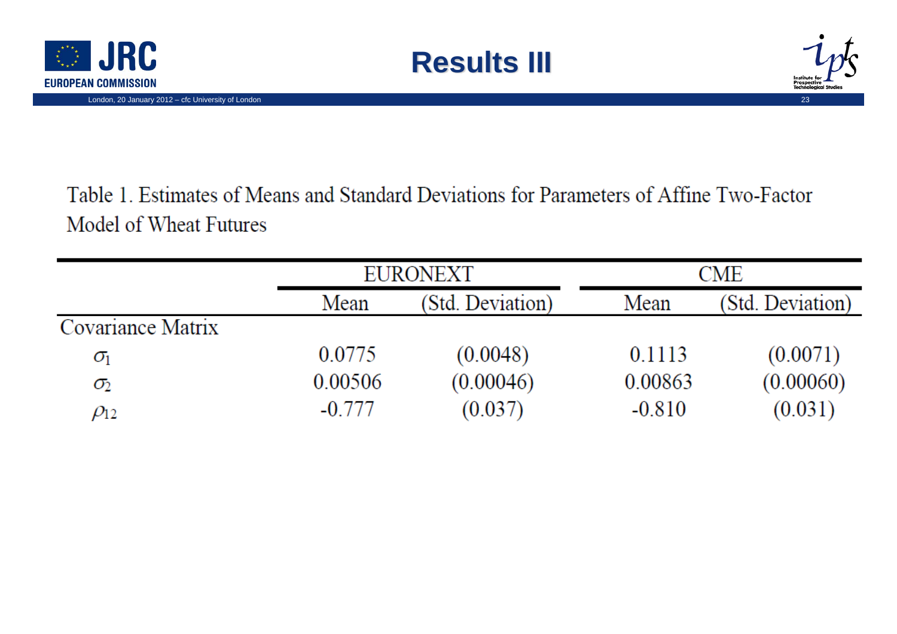# Results III

Table 1. Estimates of Means and Standard Deviations for Parameters of Affine Two-Factor Model of Wheat Futures

| | EURONEXT | | CME | |
|---|---|---|---|---|
| | Mean | (Std. Deviation) | Mean | (Std. Deviation) |
| Covariance Matrix | | | | |
| $\sigma_1$ | 0.0775 | (0.0048) | 0.1113 | (0.0071) |
| $\sigma_2$ | 0.00506 | (0.00046) | 0.00863 | (0.00060) |
| $\rho_{12}$ | -0.777 | (0.037) | -0.810 | (0.031) |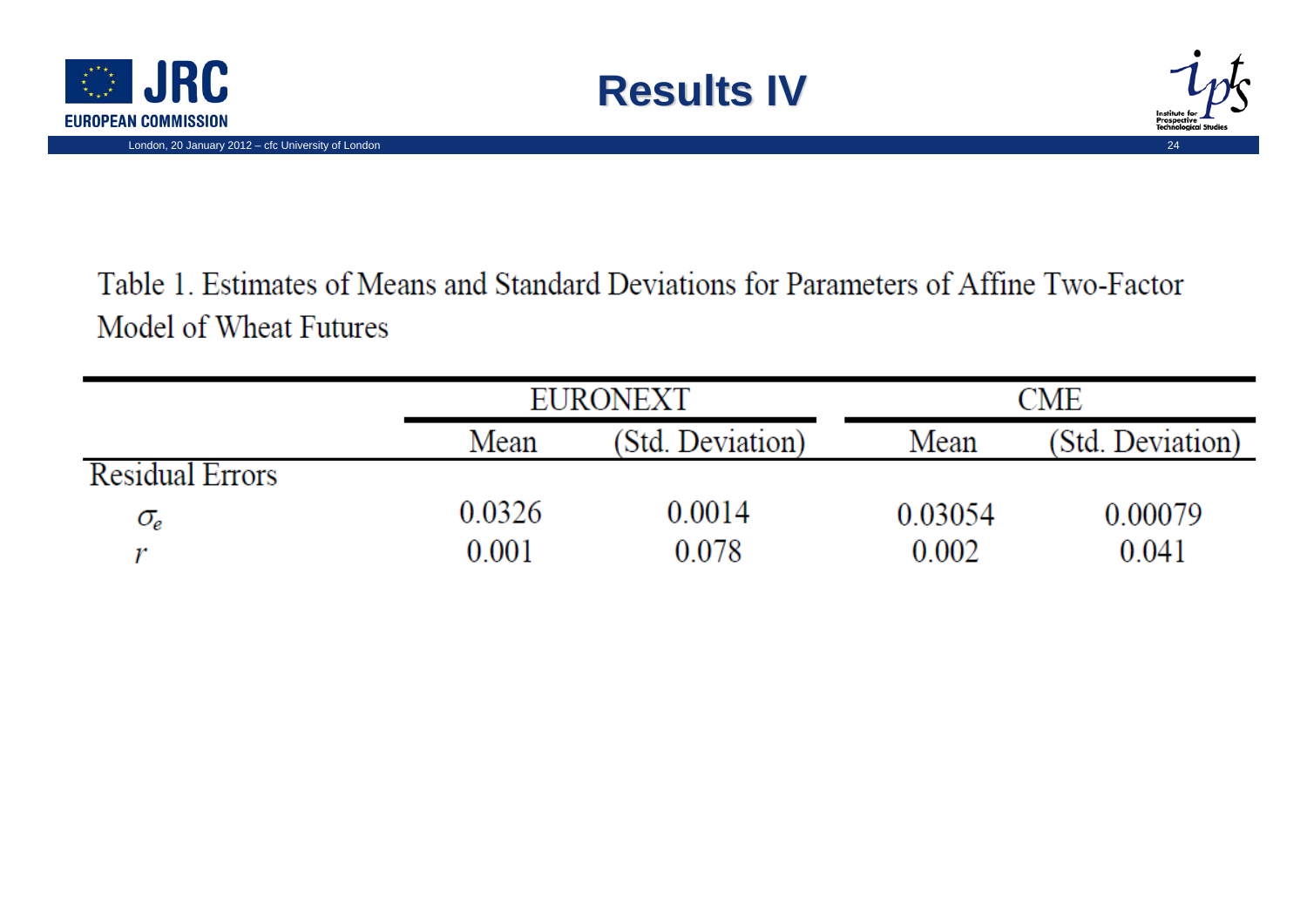# Results IV

Table 1. Estimates of Means and Standard Deviations for Parameters of Affine Two-Factor Model of Wheat Futures

| | EURONEXT | | CME | |
|---|---|---|---|---|
| | Mean | (Std. Deviation) | Mean | (Std. Deviation) |
| Residual Errors | | | | |
| $\sigma_e$ | 0.0326 | 0.0014 | 0.03054 | 0.00079 |
| $r$ | 0.001 | 0.078 | 0.002 | 0.041 |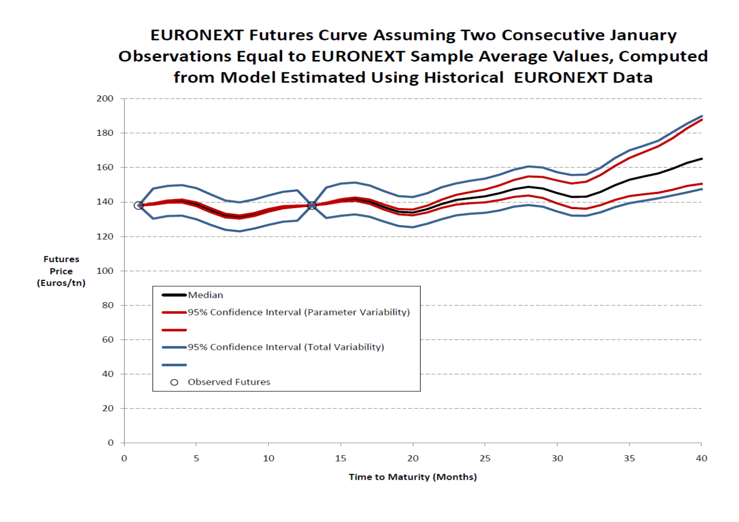**EURONEXT Futures Curve Assuming Two Consecutive January Observations Equal to EURONEXT Sample Average Values, Computed from Model Estimated Using Historical EURONEXT Data**

Futures Price (Euros/tn)

Time to Maturity (Months)

- Median
- 95% Confidence Interval (Parameter Variability)
- 95% Confidence Interval (Total Variability)
- Observed Futures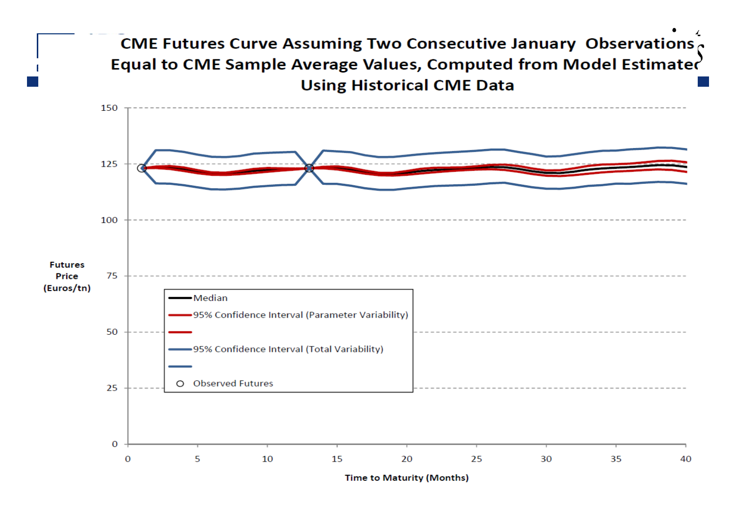# CME Futures Curve Assuming Two Consecutive January Observations Equal to CME Sample Average Values, Computed from Model Estimated Using Historical CME Data

Futures Price (Euros/tn)

150
125
100
75
50
25
0

0 5 10 15 20 25 30 35 40

Time to Maturity (Months)

- Median
- 95% Confidence Interval (Parameter Variability)
- 95% Confidence Interval (Total Variability)
- Observed Futures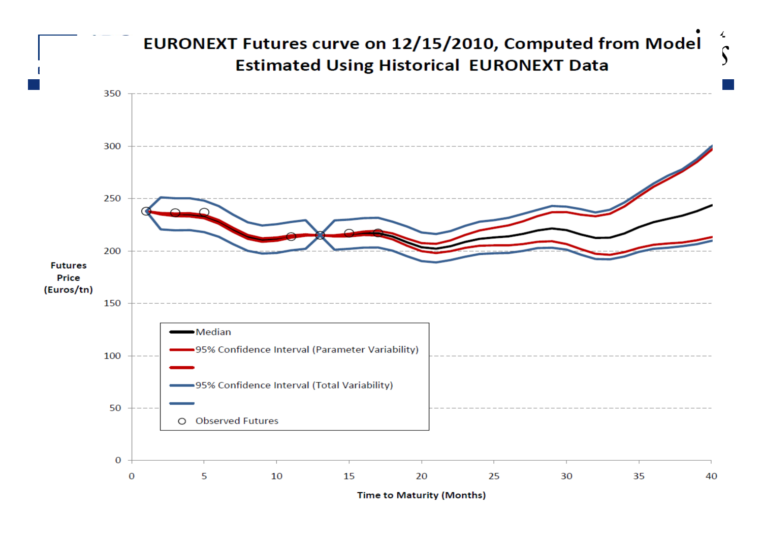# EURONEXT Futures curve on 12/15/2010, Computed from Model Estimated Using Historical EURONEXT Data

Futures Price (Euros/tn)

Time to Maturity (Months)

- Median
- 95% Confidence Interval (Parameter Variability)
- 95% Confidence Interval (Total Variability)
- Observed Futures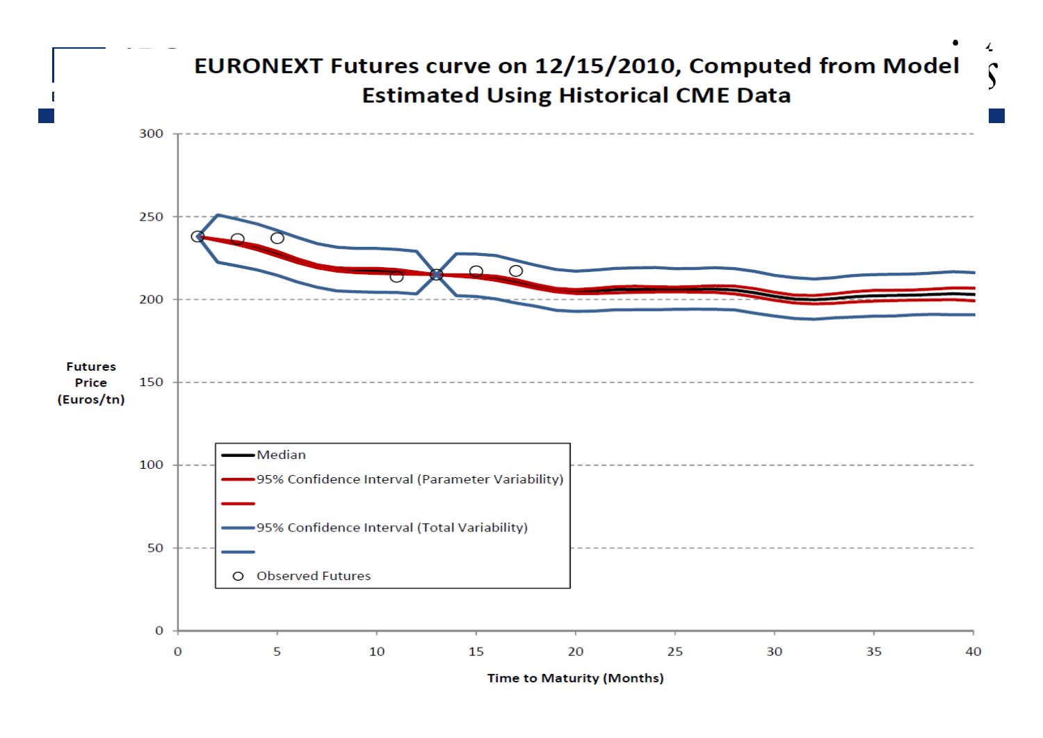## EURONEXT Futures curve on 12/15/2010, Computed from Model Estimated Using Historical CME Data

Futures Price (Euros/tn)

Time to Maturity (Months)

- Median
- 95% Confidence Interval (Parameter Variability)
- 95% Confidence Interval (Total Variability)
- Observed Futures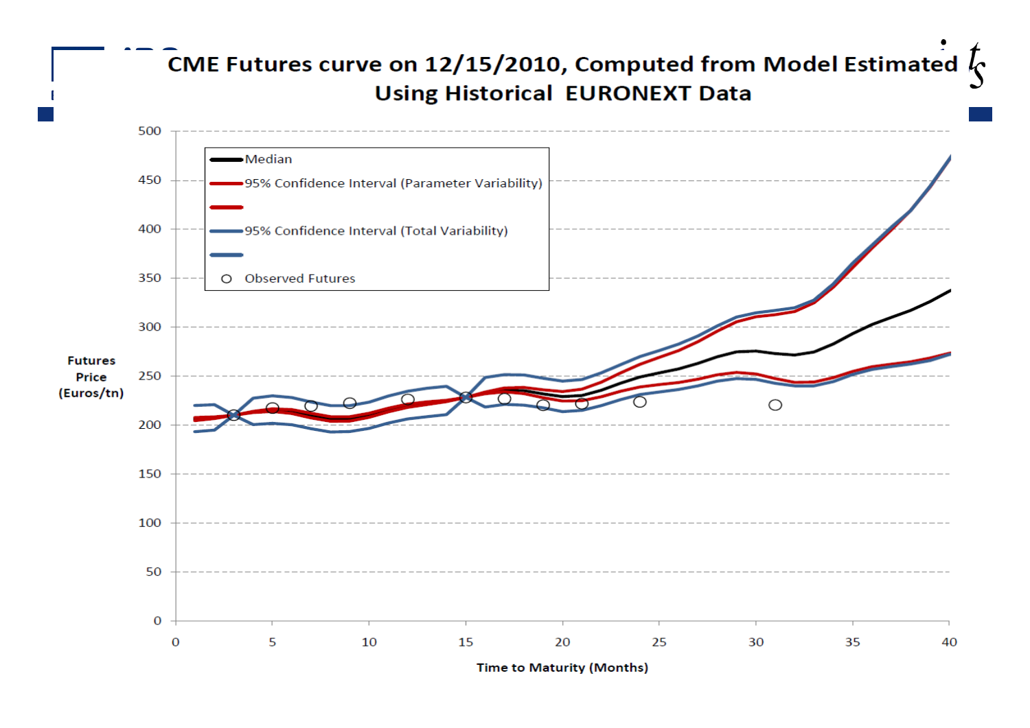# CME Futures curve on 12/15/2010, Computed from Model Estimated Using Historical EURONEXT Data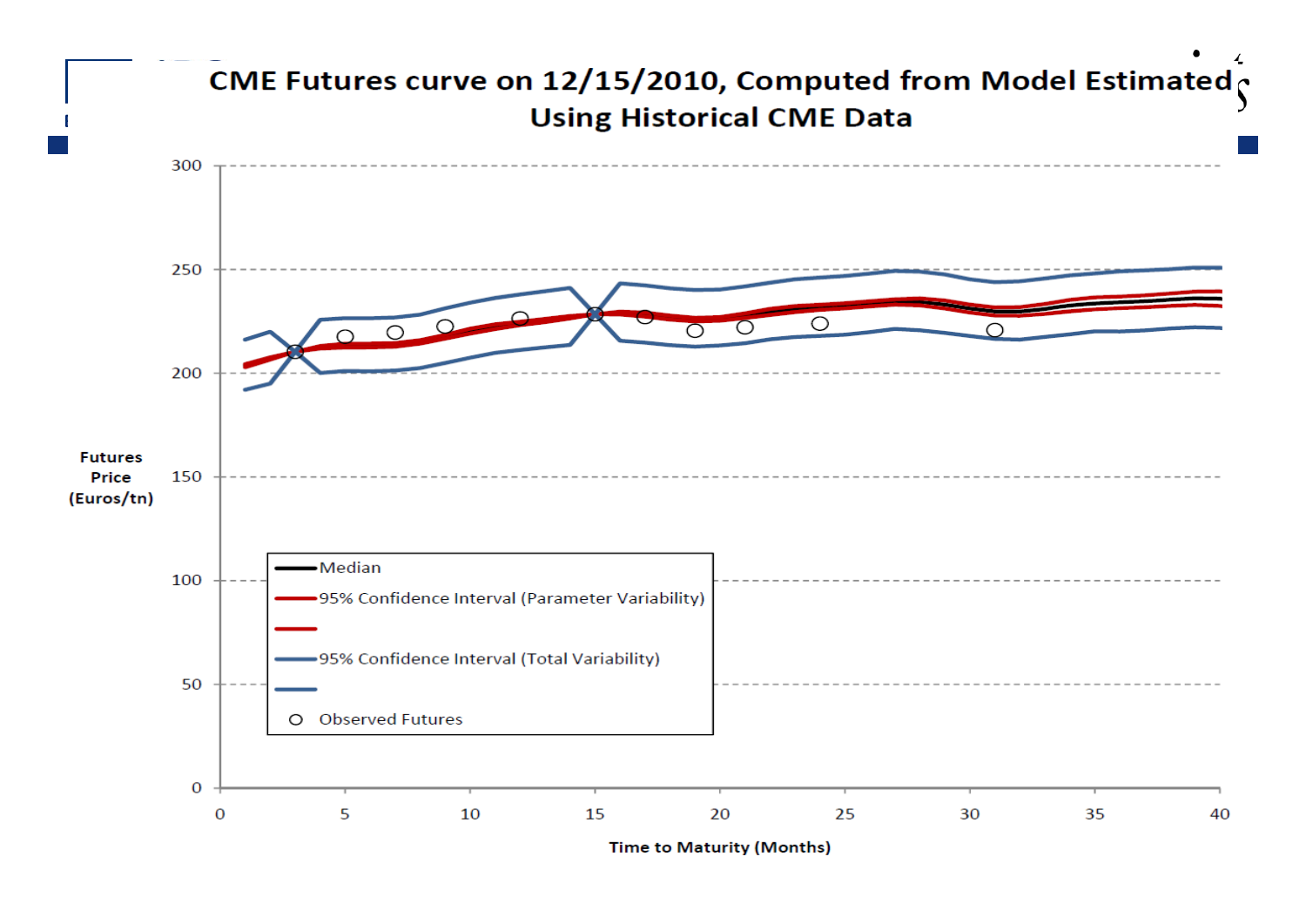## CME Futures curve on 12/15/2010, Computed from Model Estimated Using Historical CME Data

Futures Price (Euros/tn)

300
250
200
150
100
50
0

0 5 10 15 20 25 30 35 40

Time to Maturity (Months)

- Median
- 95% Confidence Interval (Parameter Variability)
- 95% Confidence Interval (Total Variability)
- Observed Futures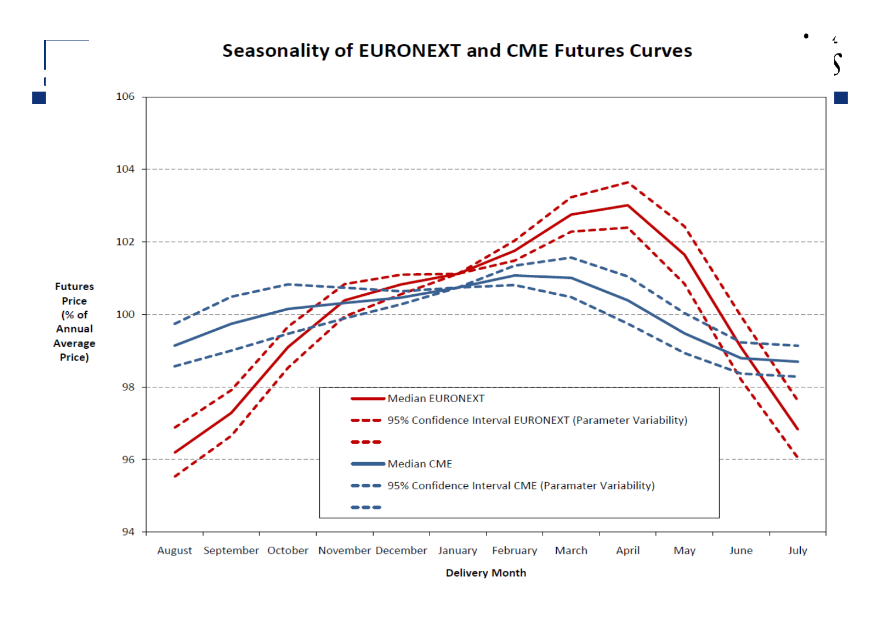# Seasonality of EURONEXT and CME Futures Curves

Futures Price (% of Annual Average Price)

106

104

102

100

98

96

94

August September October November December January February March April May June July

Delivery Month

- Median EURONEXT
- 95% Confidence Interval EURONEXT (Parameter Variability)
- Median CME
- 95% Confidence Interval CME (Paramater Variability)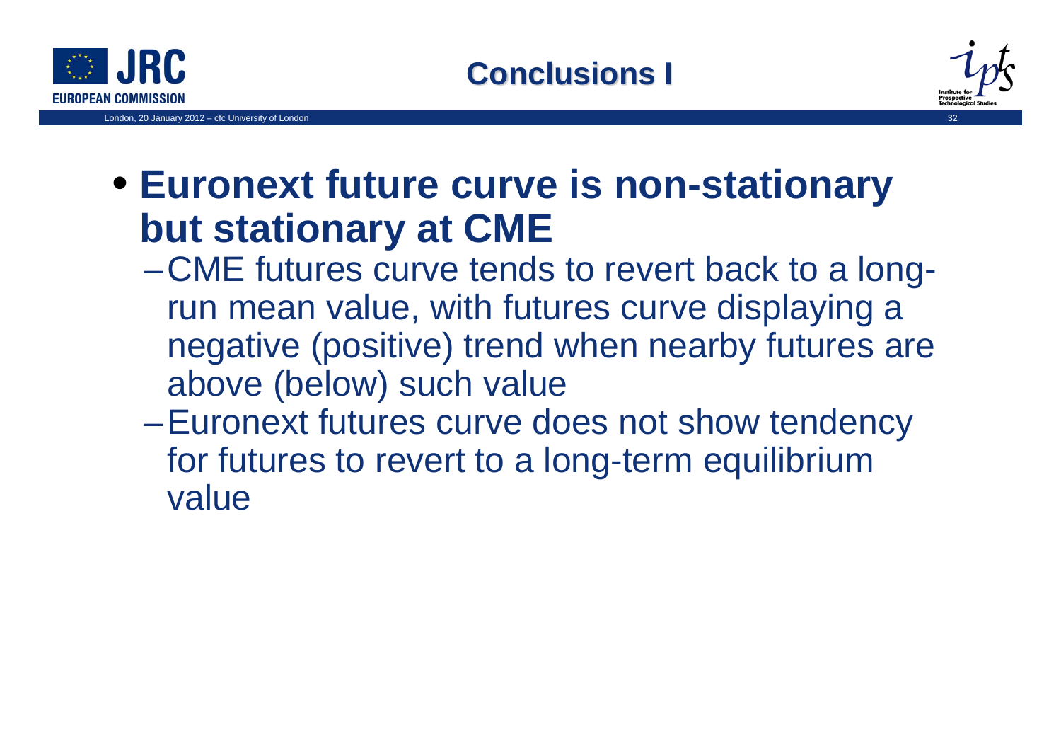# Conclusions I

- **Euronext future curve is non-stationary but stationary at CME**
  - CME futures curve tends to revert back to a long-run mean value, with futures curve displaying a negative (positive) trend when nearby futures are above (below) such value
  - Euronext futures curve does not show tendency for futures to revert to a long-term equilibrium value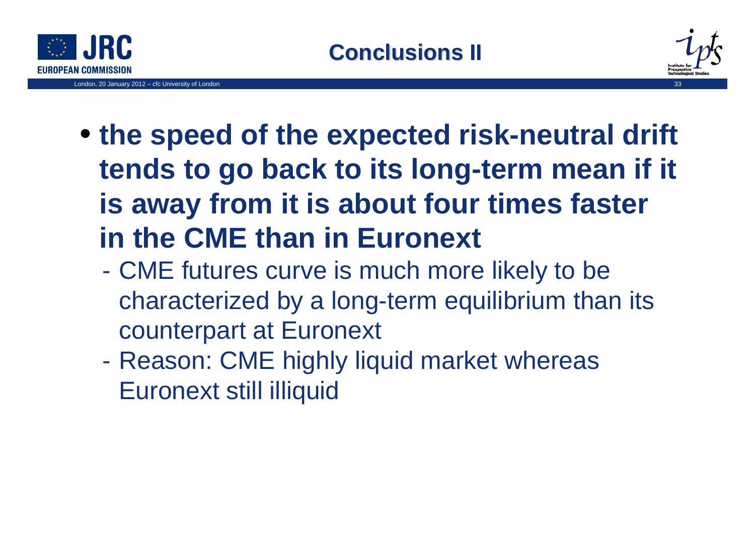# Conclusions II

- **the speed of the expected risk-neutral drift tends to go back to its long-term mean if it is away from it is about four times faster in the CME than in Euronext**
  - CME futures curve is much more likely to be characterized by a long-term equilibrium than its counterpart at Euronext
  - Reason: CME highly liquid market whereas Euronext still illiquid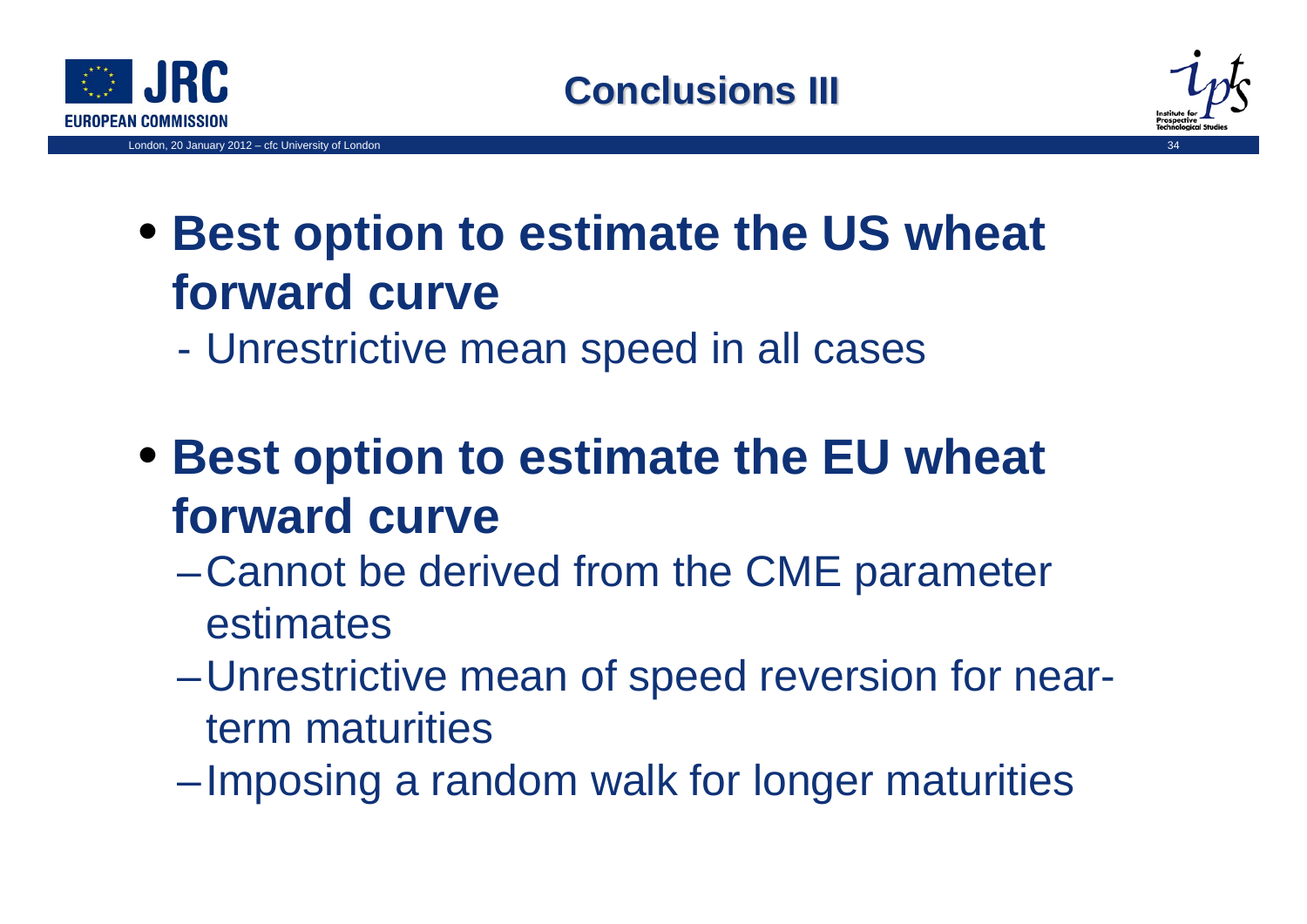# Conclusions III

- **Best option to estimate the US wheat forward curve**
  - Unrestrictive mean speed in all cases

- **Best option to estimate the EU wheat forward curve**
  - Cannot be derived from the CME parameter estimates
  - Unrestrictive mean of speed reversion for near-term maturities
  - Imposing a random walk for longer maturities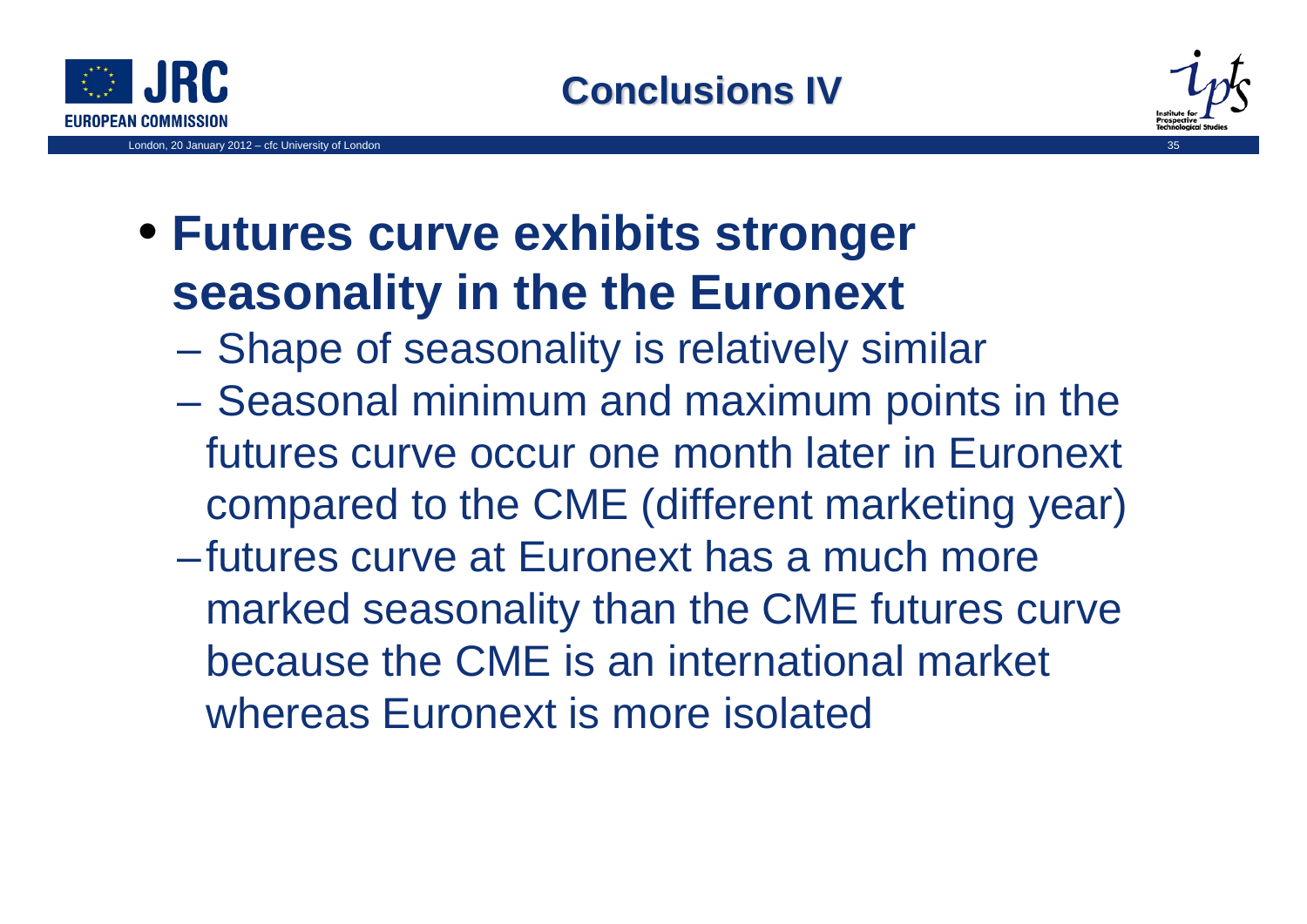# Conclusions IV

- **Futures curve exhibits stronger seasonality in the the Euronext**
  - Shape of seasonality is relatively similar
  - Seasonal minimum and maximum points in the futures curve occur one month later in Euronext compared to the CME (different marketing year)
  - futures curve at Euronext has a much more marked seasonality than the CME futures curve because the CME is an international market whereas Euronext is more isolated